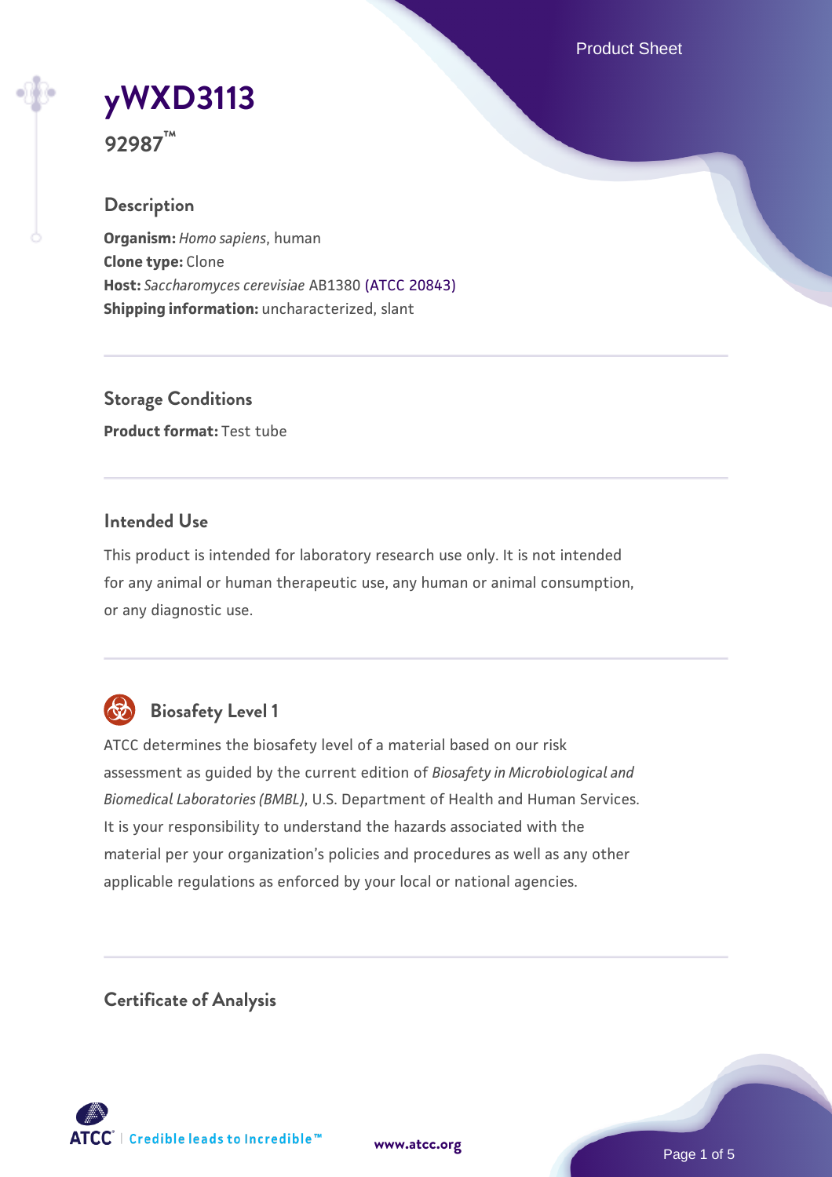# yWXD3113

**92987™**

## Description

**Organism:** *Homo sapiens*, human
**Clone type:** Clone
**Host:** *Saccharomyces cerevisiae* AB1380 (ATCC 20843)
**Shipping information:** uncharacterized, slant

## Storage Conditions

**Product format:** Test tube

## Intended Use

This product is intended for laboratory research use only. It is not intended for any animal or human therapeutic use, any human or animal consumption, or any diagnostic use.

## Biosafety Level 1

ATCC determines the biosafety level of a material based on our risk assessment as guided by the current edition of *Biosafety in Microbiological and Biomedical Laboratories (BMBL)*, U.S. Department of Health and Human Services. It is your responsibility to understand the hazards associated with the material per your organization's policies and procedures as well as any other applicable regulations as enforced by your local or national agencies.

## Certificate of Analysis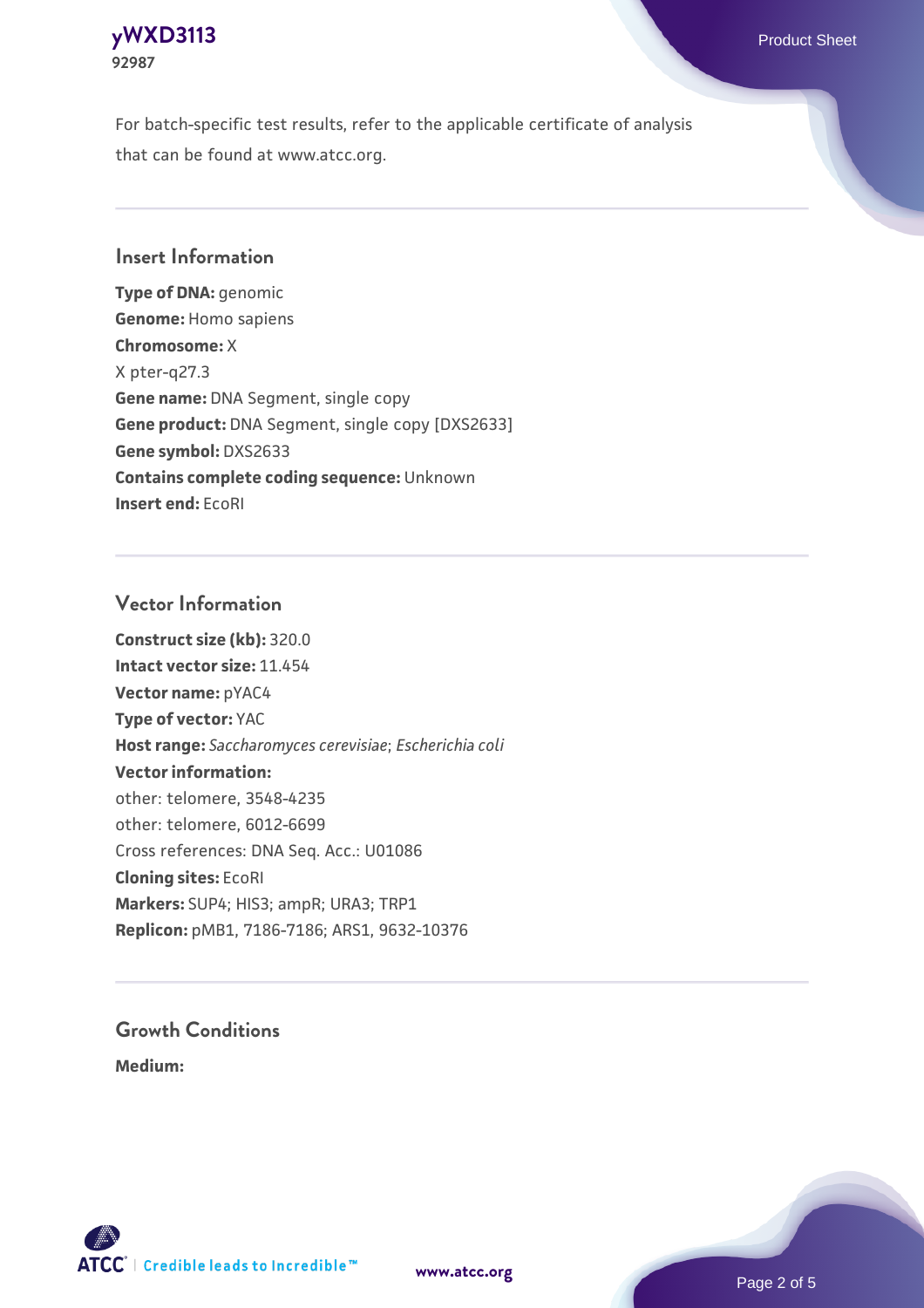For batch-specific test results, refer to the applicable certificate of analysis that can be found at www.atcc.org.

## Insert Information

**Type of DNA:** genomic
**Genome:** Homo sapiens
**Chromosome:** X
X pter-q27.3
**Gene name:** DNA Segment, single copy
**Gene product:** DNA Segment, single copy [DXS2633]
**Gene symbol:** DXS2633
**Contains complete coding sequence:** Unknown
**Insert end:** EcoRI

## Vector Information

**Construct size (kb):** 320.0
**Intact vector size:** 11.454
**Vector name:** pYAC4
**Type of vector:** YAC
**Host range:** *Saccharomyces cerevisiae*; *Escherichia coli*
**Vector information:**
other: telomere, 3548-4235
other: telomere, 6012-6699
Cross references: DNA Seq. Acc.: U01086
**Cloning sites:** EcoRI
**Markers:** SUP4; HIS3; ampR; URA3; TRP1
**Replicon:** pMB1, 7186-7186; ARS1, 9632-10376

## Growth Conditions

**Medium:**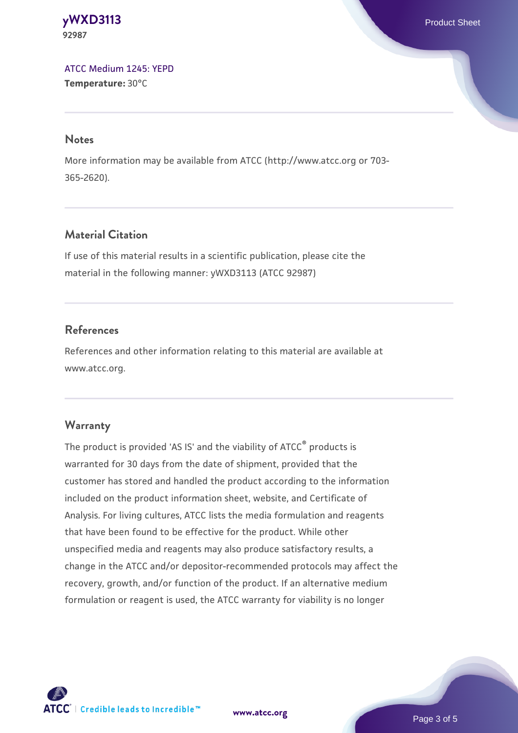ATCC Medium 1245: YEPD
**Temperature:** 30°C

## Notes

More information may be available from ATCC (http://www.atcc.org or 703-365-2620).

## Material Citation

If use of this material results in a scientific publication, please cite the material in the following manner: yWXD3113 (ATCC 92987)

## References

References and other information relating to this material are available at www.atcc.org.

## Warranty

The product is provided 'AS IS' and the viability of ATCC® products is warranted for 30 days from the date of shipment, provided that the customer has stored and handled the product according to the information included on the product information sheet, website, and Certificate of Analysis. For living cultures, ATCC lists the media formulation and reagents that have been found to be effective for the product. While other unspecified media and reagents may also produce satisfactory results, a change in the ATCC and/or depositor-recommended protocols may affect the recovery, growth, and/or function of the product. If an alternative medium formulation or reagent is used, the ATCC warranty for viability is no longer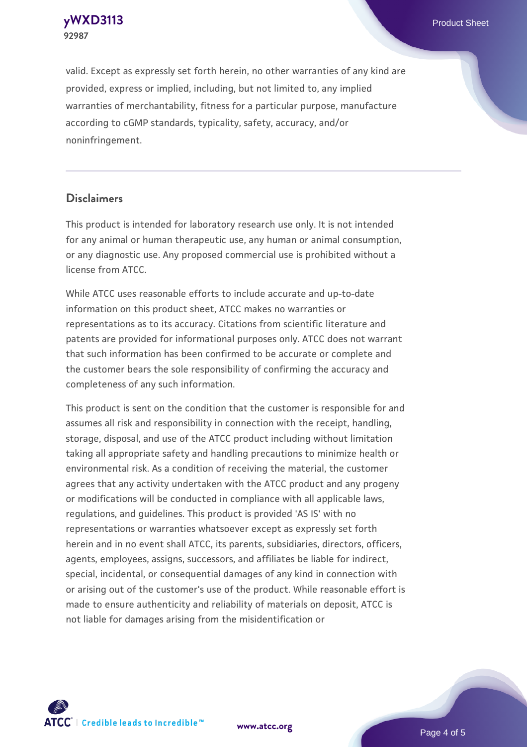valid. Except as expressly set forth herein, no other warranties of any kind are provided, express or implied, including, but not limited to, any implied warranties of merchantability, fitness for a particular purpose, manufacture according to cGMP standards, typicality, safety, accuracy, and/or noninfringement.

## Disclaimers

This product is intended for laboratory research use only. It is not intended for any animal or human therapeutic use, any human or animal consumption, or any diagnostic use. Any proposed commercial use is prohibited without a license from ATCC.

While ATCC uses reasonable efforts to include accurate and up-to-date information on this product sheet, ATCC makes no warranties or representations as to its accuracy. Citations from scientific literature and patents are provided for informational purposes only. ATCC does not warrant that such information has been confirmed to be accurate or complete and the customer bears the sole responsibility of confirming the accuracy and completeness of any such information.

This product is sent on the condition that the customer is responsible for and assumes all risk and responsibility in connection with the receipt, handling, storage, disposal, and use of the ATCC product including without limitation taking all appropriate safety and handling precautions to minimize health or environmental risk. As a condition of receiving the material, the customer agrees that any activity undertaken with the ATCC product and any progeny or modifications will be conducted in compliance with all applicable laws, regulations, and guidelines. This product is provided 'AS IS' with no representations or warranties whatsoever except as expressly set forth herein and in no event shall ATCC, its parents, subsidiaries, directors, officers, agents, employees, assigns, successors, and affiliates be liable for indirect, special, incidental, or consequential damages of any kind in connection with or arising out of the customer's use of the product. While reasonable effort is made to ensure authenticity and reliability of materials on deposit, ATCC is not liable for damages arising from the misidentification or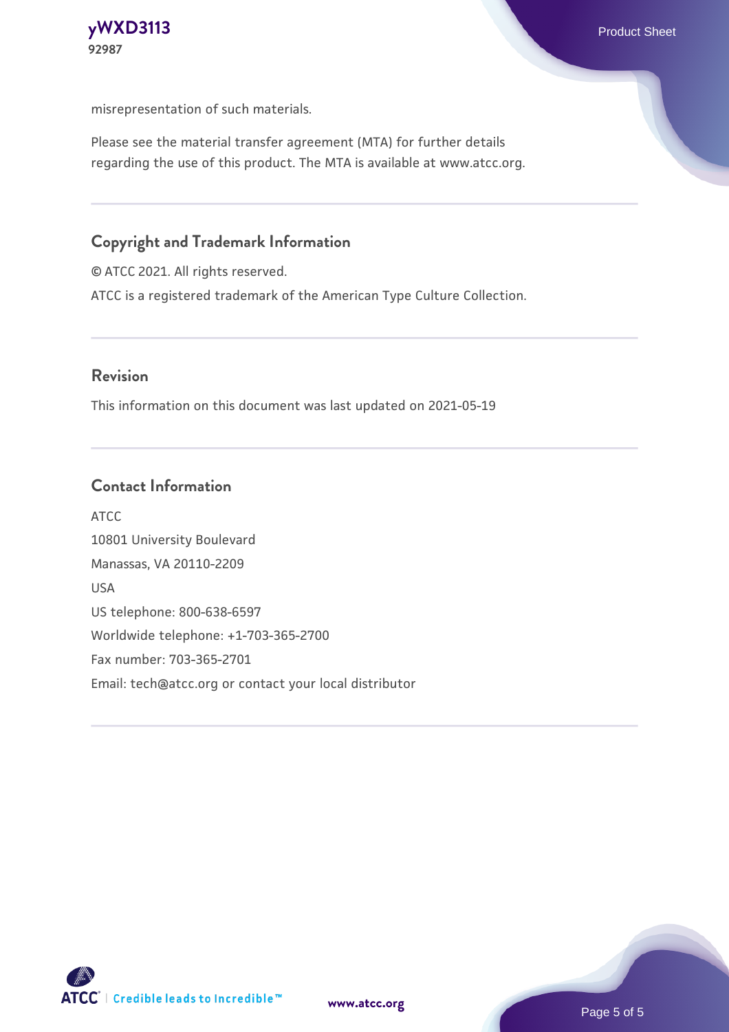misrepresentation of such materials.

Please see the material transfer agreement (MTA) for further details regarding the use of this product. The MTA is available at www.atcc.org.

## Copyright and Trademark Information

© ATCC 2021. All rights reserved.

ATCC is a registered trademark of the American Type Culture Collection.

## Revision

This information on this document was last updated on 2021-05-19

## Contact Information

ATCC
10801 University Boulevard
Manassas, VA 20110-2209
USA
US telephone: 800-638-6597
Worldwide telephone: +1-703-365-2700
Fax number: 703-365-2701
Email: tech@atcc.org or contact your local distributor